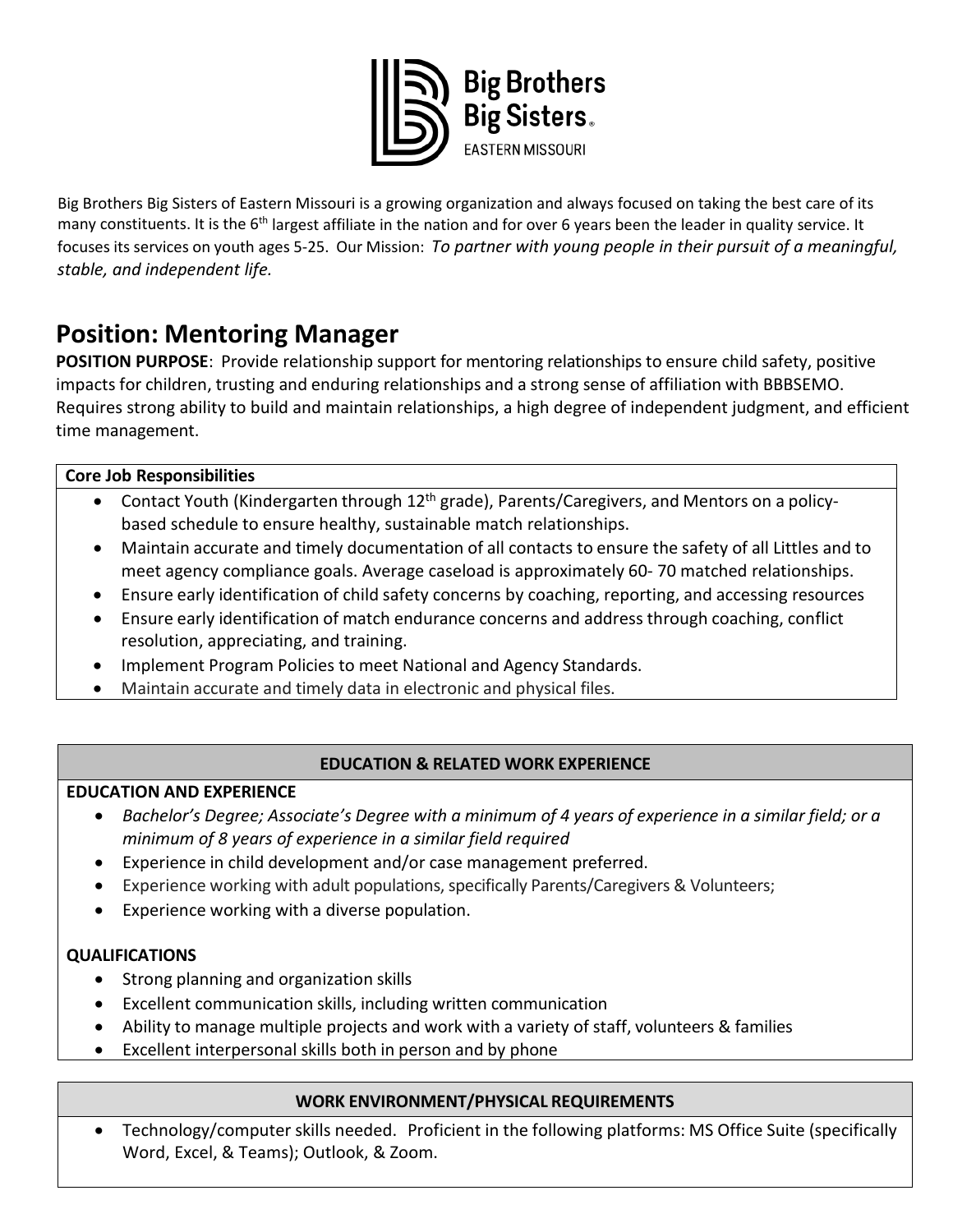Big Brothers Big Sisters® EASTERN MISSOURI

Big Brothers Big Sisters of Eastern Missouri is a growing organization and always focused on taking the best care of its many constituents. It is the 6th largest affiliate in the nation and for over 6 years been the leader in quality service. It focuses its services on youth ages 5-25. Our Mission: *To partner with young people in their pursuit of a meaningful, stable, and independent life.*

# Position: Mentoring Manager

**POSITION PURPOSE**: Provide relationship support for mentoring relationships to ensure child safety, positive impacts for children, trusting and enduring relationships and a strong sense of affiliation with BBBSEMO. Requires strong ability to build and maintain relationships, a high degree of independent judgment, and efficient time management.

**Core Job Responsibilities**

- Contact Youth (Kindergarten through 12th grade), Parents/Caregivers, and Mentors on a policy-based schedule to ensure healthy, sustainable match relationships.
- Maintain accurate and timely documentation of all contacts to ensure the safety of all Littles and to meet agency compliance goals. Average caseload is approximately 60- 70 matched relationships.
- Ensure early identification of child safety concerns by coaching, reporting, and accessing resources
- Ensure early identification of match endurance concerns and address through coaching, conflict resolution, appreciating, and training.
- Implement Program Policies to meet National and Agency Standards.
- Maintain accurate and timely data in electronic and physical files.

## EDUCATION & RELATED WORK EXPERIENCE

**EDUCATION AND EXPERIENCE**

- *Bachelor's Degree; Associate's Degree with a minimum of 4 years of experience in a similar field; or a minimum of 8 years of experience in a similar field required*
- Experience in child development and/or case management preferred.
- Experience working with adult populations, specifically Parents/Caregivers & Volunteers;
- Experience working with a diverse population.

**QUALIFICATIONS**

- Strong planning and organization skills
- Excellent communication skills, including written communication
- Ability to manage multiple projects and work with a variety of staff, volunteers & families
- Excellent interpersonal skills both in person and by phone

## WORK ENVIRONMENT/PHYSICAL REQUIREMENTS

- Technology/computer skills needed. Proficient in the following platforms: MS Office Suite (specifically Word, Excel, & Teams); Outlook, & Zoom.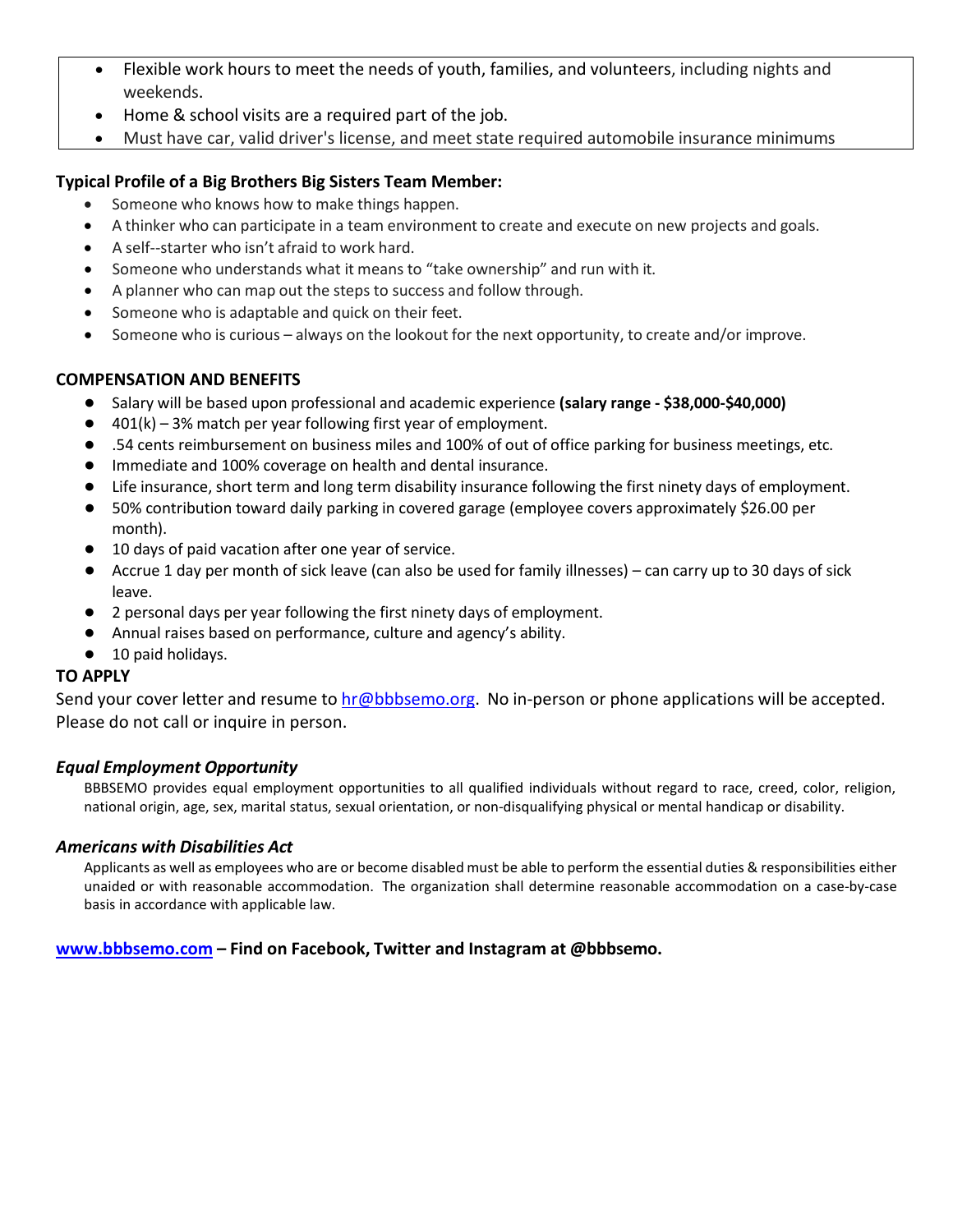- Flexible work hours to meet the needs of youth, families, and volunteers, including nights and weekends.
- Home & school visits are a required part of the job.
- Must have car, valid driver's license, and meet state required automobile insurance minimums

**Typical Profile of a Big Brothers Big Sisters Team Member:**

- Someone who knows how to make things happen.
- A thinker who can participate in a team environment to create and execute on new projects and goals.
- A self--starter who isn't afraid to work hard.
- Someone who understands what it means to "take ownership" and run with it.
- A planner who can map out the steps to success and follow through.
- Someone who is adaptable and quick on their feet.
- Someone who is curious – always on the lookout for the next opportunity, to create and/or improve.

**COMPENSATION AND BENEFITS**

- Salary will be based upon professional and academic experience **(salary range - $38,000-$40,000)**
- 401(k) – 3% match per year following first year of employment.
- .54 cents reimbursement on business miles and 100% of out of office parking for business meetings, etc.
- Immediate and 100% coverage on health and dental insurance.
- Life insurance, short term and long term disability insurance following the first ninety days of employment.
- 50% contribution toward daily parking in covered garage (employee covers approximately $26.00 per month).
- 10 days of paid vacation after one year of service.
- Accrue 1 day per month of sick leave (can also be used for family illnesses) – can carry up to 30 days of sick leave.
- 2 personal days per year following the first ninety days of employment.
- Annual raises based on performance, culture and agency's ability.
- 10 paid holidays.

**TO APPLY**

Send your cover letter and resume to hr@bbbsemo.org. No in-person or phone applications will be accepted. Please do not call or inquire in person.

***Equal Employment Opportunity***

BBBSEMO provides equal employment opportunities to all qualified individuals without regard to race, creed, color, religion, national origin, age, sex, marital status, sexual orientation, or non-disqualifying physical or mental handicap or disability.

***Americans with Disabilities Act***

Applicants as well as employees who are or become disabled must be able to perform the essential duties & responsibilities either unaided or with reasonable accommodation. The organization shall determine reasonable accommodation on a case-by-case basis in accordance with applicable law.

**www.bbbsemo.com – Find on Facebook, Twitter and Instagram at @bbbsemo.**